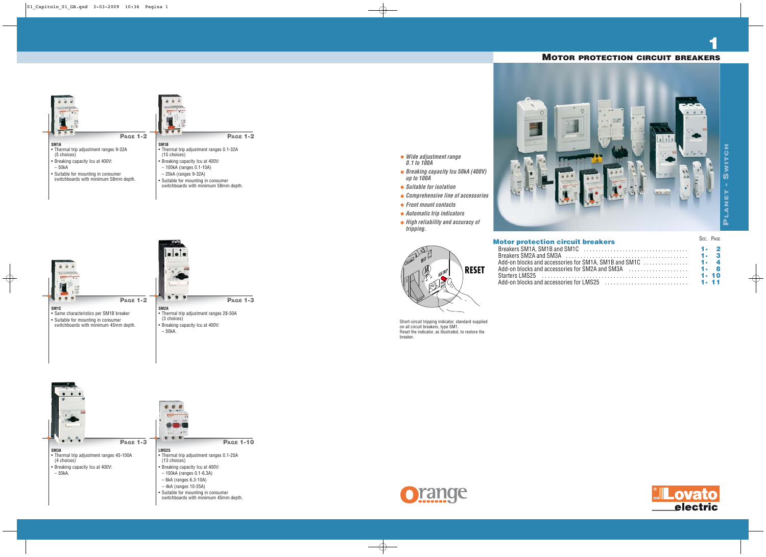# MOTOR PROTECTION CIRCUIT BREAKERS

PLANET - SWITCH

**SM1A** — PAGE 1-2
- Thermal trip adjustment ranges 9-32A (5 choices)
- Breaking capacity Icu at 400V:
  – 50kA
- Suitable for mounting in consumer switchboards with minimum 58mm depth.

**SM1B** — PAGE 1-2
- Thermal trip adjustment ranges 0.1-32A (15 choices)
- Breaking capacity Icu at 400V:
  – 100kA (ranges 0.1-10A)
  – 25kA (ranges 9-32A)
- Suitable for mounting in consumer switchboards with minimum 58mm depth.

**SM1C** — PAGE 1-2
- Same characteristics per SM1B breaker
- Suitable for mounting in consumer switchboards with minimum 45mm depth.

**SM2A** — PAGE 1-3
- Thermal trip adjustment ranges 28-50A (3 choices)
- Breaking capacity Icu at 400V:
  – 50kA.

**SM3A** — PAGE 1-3
- Thermal trip adjustment ranges 45-100A (4 choices)
- Breaking capacity Icu at 400V:
  – 50kA.

**LMS25** — PAGE 1-10
- Thermal trip adjustment ranges 0.1-25A (13 choices)
- Breaking capacity Icu at 400V:
  – 100kA (ranges 0.1-6.3A)
  – 6kA (ranges 6.3-10A)
  – 4kA (ranges 10-25A)
- Suitable for mounting in consumer switchboards with minimum 45mm depth.

- *Wide adjustment range 0.1 to 100A*
- *Breaking capacity Icu 50kA (400V) up to 100A*
- *Suitable for isolation*
- *Comprehensive line of accessories*
- *Front mount contacts*
- *Automatic trip indicators*
- *High reliability and accuracy of tripping.*

RESET

Short-circuit tripping indicator, standard supplied on all circuit breakers, type SM1.
Reset the indicator, as illustrated, to restore the breaker.

## Motor protection circuit breakers

| | SEC. PAGE |
|---|---|
| Breakers SM1A, SM1B and SM1C | 1- 2 |
| Breakers SM2A and SM3A | 1- 3 |
| Add-on blocks and accessories for SM1A, SM1B and SM1C | 1- 4 |
| Add-on blocks and accessories for SM2A and SM3A | 1- 8 |
| Starters LMS25 | 1- 10 |
| Add-on blocks and accessories for LMS25 | 1- 11 |

Orange

Lovato electric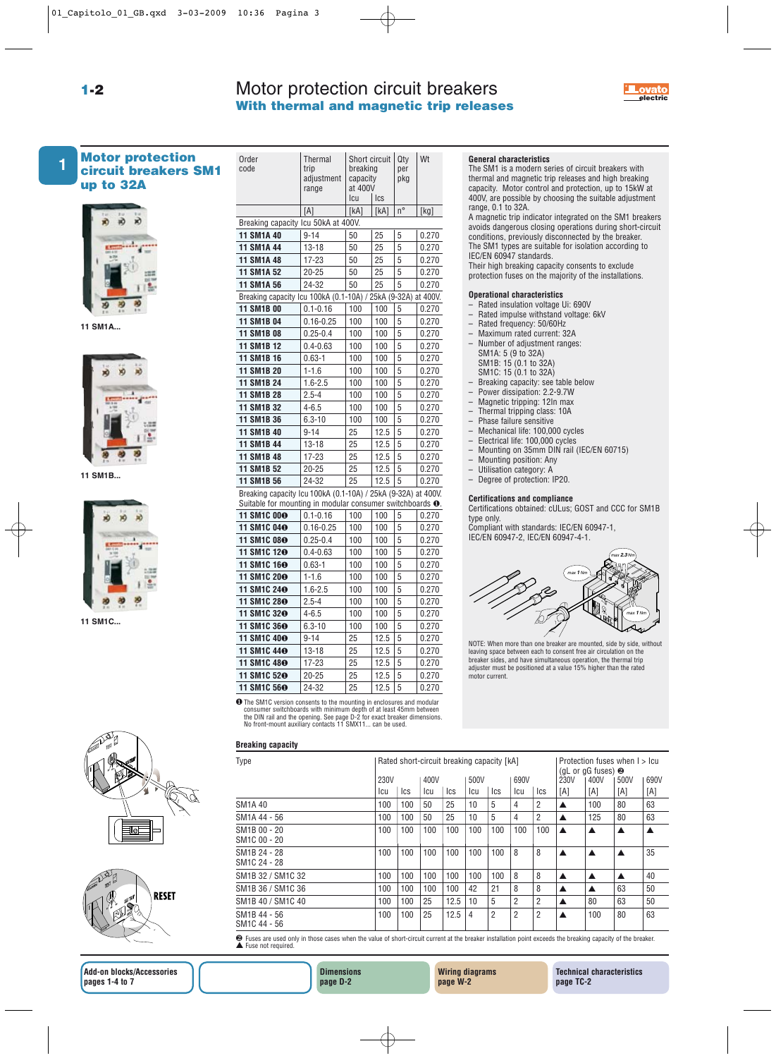# Motor protection circuit breakers

## With thermal and magnetic trip releases

## 1 Motor protection circuit breakers SM1 up to 32A

11 SM1A...

11 SM1B...

11 SM1C...

| Order code | Thermal trip adjustment range | Short circuit breaking capacity at 400V Icu | Ics | Qty per pkg | Wt |
|---|---|---|---|---|---|
| | [A] | [kA] | [kA] | n° | [kg] |
| Breaking capacity Icu 50kA at 400V. | | | | | |
| **11 SM1A 40** | 9-14 | 50 | 25 | 5 | 0.270 |
| **11 SM1A 44** | 13-18 | 50 | 25 | 5 | 0.270 |
| **11 SM1A 48** | 17-23 | 50 | 25 | 5 | 0.270 |
| **11 SM1A 52** | 20-25 | 50 | 25 | 5 | 0.270 |
| **11 SM1A 56** | 24-32 | 50 | 25 | 5 | 0.270 |
| Breaking capacity Icu 100kA (0.1-10A) / 25kA (9-32A) at 400V. | | | | | |
| **11 SM1B 00** | 0.1-0.16 | 100 | 100 | 5 | 0.270 |
| **11 SM1B 04** | 0.16-0.25 | 100 | 100 | 5 | 0.270 |
| **11 SM1B 08** | 0.25-0.4 | 100 | 100 | 5 | 0.270 |
| **11 SM1B 12** | 0.4-0.63 | 100 | 100 | 5 | 0.270 |
| **11 SM1B 16** | 0.63-1 | 100 | 100 | 5 | 0.270 |
| **11 SM1B 20** | 1-1.6 | 100 | 100 | 5 | 0.270 |
| **11 SM1B 24** | 1.6-2.5 | 100 | 100 | 5 | 0.270 |
| **11 SM1B 28** | 2.5-4 | 100 | 100 | 5 | 0.270 |
| **11 SM1B 32** | 4-6.5 | 100 | 100 | 5 | 0.270 |
| **11 SM1B 36** | 6.3-10 | 100 | 100 | 5 | 0.270 |
| **11 SM1B 40** | 9-14 | 25 | 12.5 | 5 | 0.270 |
| **11 SM1B 44** | 13-18 | 25 | 12.5 | 5 | 0.270 |
| **11 SM1B 48** | 17-23 | 25 | 12.5 | 5 | 0.270 |
| **11 SM1B 52** | 20-25 | 25 | 12.5 | 5 | 0.270 |
| **11 SM1B 56** | 24-32 | 25 | 12.5 | 5 | 0.270 |
| Breaking capacity Icu 100kA (0.1-10A) / 25kA (9-32A) at 400V. Suitable for mounting in modular consumer switchboards ❶. | | | | | |
| **11 SM1C 00❶** | 0.1-0.16 | 100 | 100 | 5 | 0.270 |
| **11 SM1C 04❶** | 0.16-0.25 | 100 | 100 | 5 | 0.270 |
| **11 SM1C 08❶** | 0.25-0.4 | 100 | 100 | 5 | 0.270 |
| **11 SM1C 12❶** | 0.4-0.63 | 100 | 100 | 5 | 0.270 |
| **11 SM1C 16❶** | 0.63-1 | 100 | 100 | 5 | 0.270 |
| **11 SM1C 20❶** | 1-1.6 | 100 | 100 | 5 | 0.270 |
| **11 SM1C 24❶** | 1.6-2.5 | 100 | 100 | 5 | 0.270 |
| **11 SM1C 28❶** | 2.5-4 | 100 | 100 | 5 | 0.270 |
| **11 SM1C 32❶** | 4-6.5 | 100 | 100 | 5 | 0.270 |
| **11 SM1C 36❶** | 6.3-10 | 100 | 100 | 5 | 0.270 |
| **11 SM1C 40❶** | 9-14 | 25 | 12.5 | 5 | 0.270 |
| **11 SM1C 44❶** | 13-18 | 25 | 12.5 | 5 | 0.270 |
| **11 SM1C 48❶** | 17-23 | 25 | 12.5 | 5 | 0.270 |
| **11 SM1C 52❶** | 20-25 | 25 | 12.5 | 5 | 0.270 |
| **11 SM1C 56❶** | 24-32 | 25 | 12.5 | 5 | 0.270 |

❶ The SM1C version consents to the mounting in enclosures and modular consumer switchboards with minimum depth of at least 45mm between the DIN rail and the opening. See page D-2 for exact breaker dimensions. No front-mount auxiliary contacts 11 SMX11... can be used.

### General characteristics

The SM1 is a modern series of circuit breakers with thermal and magnetic trip releases and high breaking capacity. Motor control and protection, up to 15kW at 400V, are possible by choosing the suitable adjustment range, 0.1 to 32A.
A magnetic trip indicator integrated on the SM1 breakers avoids dangerous closing operations during short-circuit conditions, previously disconnected by the breaker.
The SM1 types are suitable for isolation according to IEC/EN 60947 standards.
Their high breaking capacity consents to exclude protection fuses on the majority of the installations.

### Operational characteristics

- Rated insulation voltage Ui: 690V
- Rated impulse withstand voltage: 6kV
- Rated frequency: 50/60Hz
- Maximum rated current: 32A
- Number of adjustment ranges:
  SM1A: 5 (9 to 32A)
  SM1B: 15 (0.1 to 32A)
  SM1C: 15 (0.1 to 32A)
- Breaking capacity: see table below
- Power dissipation: 2.2-9.7W
- Magnetic tripping: 12In max
- Thermal tripping class: 10A
- Phase failure sensitive
- Mechanical life: 100,000 cycles
- Electrical life: 100,000 cycles
- Mounting on 35mm DIN rail (IEC/EN 60715)
- Mounting position: Any
- Utilisation category: A
- Degree of protection: IP20.

### Certifications and compliance

Certifications obtained: cULus; GOST and CCC for SM1B type only.
Compliant with standards: IEC/EN 60947-1, IEC/EN 60947-2, IEC/EN 60947-4-1.

max 2.3 Nm
max 1 Nm
max 1 Nm

NOTE: When more than one breaker are mounted, side by side, without leaving space between each to consent free air circulation on the breaker sides, and have simultaneous operation, the thermal trip adjuster must be positioned at a value 15% higher than the rated motor current.

RESET

### Breaking capacity

| Type | Rated short-circuit breaking capacity [kA] | | | | | | | | Protection fuses when I > Icu (gL or gG fuses) ❷ | | | |
|---|---|---|---|---|---|---|---|---|---|---|---|---|
| | 230V | | 400V | | 500V | | 690V | | 230V | 400V | 500V | 690V |
| | Icu | Ics | Icu | Ics | Icu | Ics | Icu | Ics | [A] | [A] | [A] | [A] |
| SM1A 40 | 100 | 100 | 50 | 25 | 10 | 5 | 4 | 2 | ▲ | 100 | 80 | 63 |
| SM1A 44 - 56 | 100 | 100 | 50 | 25 | 10 | 5 | 4 | 2 | ▲ | 125 | 80 | 63 |
| SM1B 00 - 20<br>SM1C 00 - 20 | 100 | 100 | 100 | 100 | 100 | 100 | 100 | 100 | ▲ | ▲ | ▲ | ▲ |
| SM1B 24 - 28<br>SM1C 24 - 28 | 100 | 100 | 100 | 100 | 100 | 100 | 8 | 8 | ▲ | ▲ | ▲ | 35 |
| SM1B 32 / SM1C 32 | 100 | 100 | 100 | 100 | 100 | 100 | 8 | 8 | ▲ | ▲ | ▲ | 40 |
| SM1B 36 / SM1C 36 | 100 | 100 | 100 | 100 | 42 | 21 | 8 | 8 | ▲ | ▲ | 63 | 50 |
| SM1B 40 / SM1C 40 | 100 | 100 | 25 | 12.5 | 10 | 5 | 2 | 2 | ▲ | 80 | 63 | 50 |
| SM1B 44 - 56<br>SM1C 44 - 56 | 100 | 100 | 25 | 12.5 | 4 | 2 | 2 | 2 | ▲ | 100 | 80 | 63 |

❷ Fuses are used only in those cases when the value of short-circuit current at the breaker installation point exceeds the breaking capacity of the breaker.
▲ Fuse not required.

| Add-on blocks/Accessories pages 1-4 to 7 | | Dimensions page D-2 | Wiring diagrams page W-2 | Technical characteristics page TC-2 |
|---|---|---|---|---|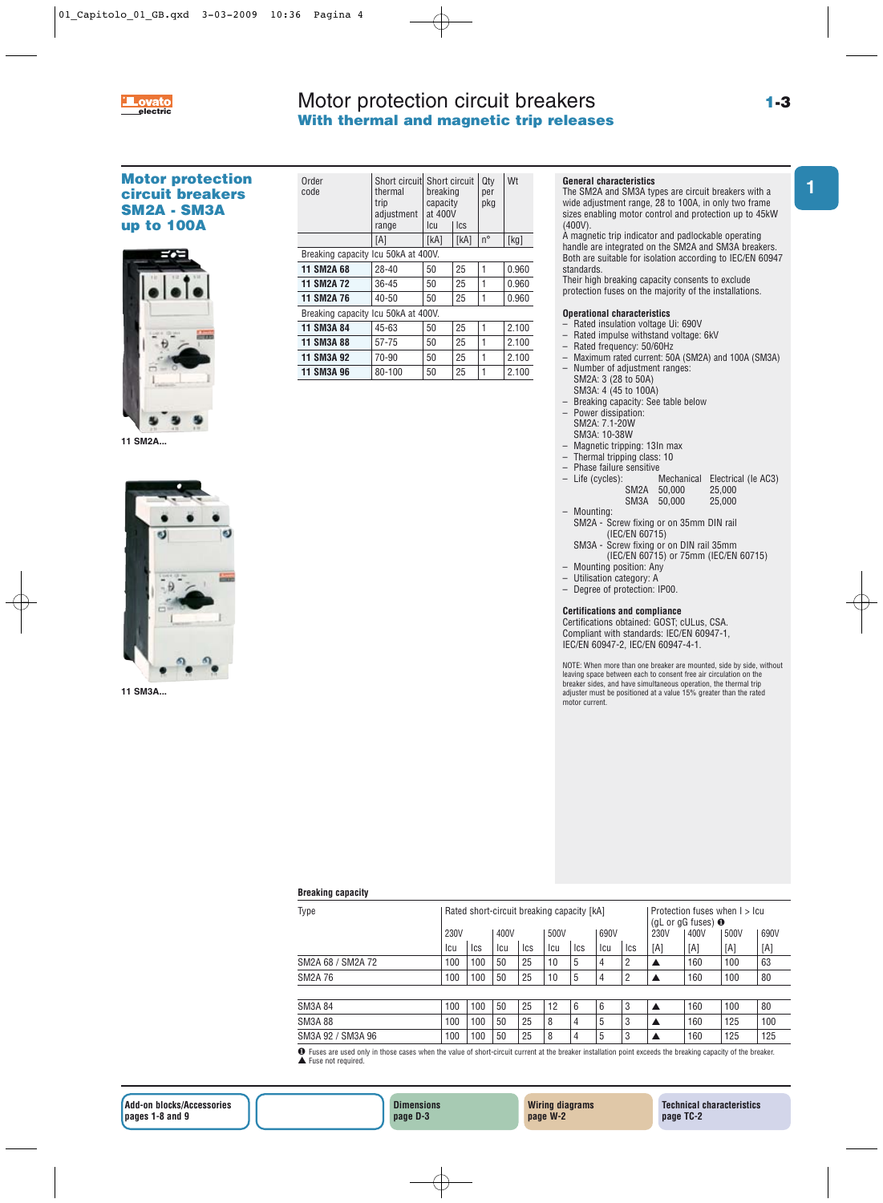# Motor protection circuit breakers
## With thermal and magnetic trip releases

## Motor protection circuit breakers SM2A - SM3A up to 100A

11 SM2A...

11 SM3A...

| Order code | Short circuit thermal trip adjustment range | Short circuit breaking capacity at 400V Icu | Ics | Qty per pkg | Wt |
|---|---|---|---|---|---|
| | [A] | [kA] | [kA] | n° | [kg] |
| Breaking capacity Icu 50kA at 400V. | | | | | |
| **11 SM2A 68** | 28-40 | 50 | 25 | 1 | 0.960 |
| **11 SM2A 72** | 36-45 | 50 | 25 | 1 | 0.960 |
| **11 SM2A 76** | 40-50 | 50 | 25 | 1 | 0.960 |
| Breaking capacity Icu 50kA at 400V. | | | | | |
| **11 SM3A 84** | 45-63 | 50 | 25 | 1 | 2.100 |
| **11 SM3A 88** | 57-75 | 50 | 25 | 1 | 2.100 |
| **11 SM3A 92** | 70-90 | 50 | 25 | 1 | 2.100 |
| **11 SM3A 96** | 80-100 | 50 | 25 | 1 | 2.100 |

### General characteristics

The SM2A and SM3A types are circuit breakers with a wide adjustment range, 28 to 100A, in only two frame sizes enabling motor control and protection up to 45kW (400V).
A magnetic trip indicator and padlockable operating handle are integrated on the SM2A and SM3A breakers.
Both are suitable for isolation according to IEC/EN 60947 standards.
Their high breaking capacity consents to exclude protection fuses on the majority of the installations.

### Operational characteristics

- Rated insulation voltage Ui: 690V
- Rated impulse withstand voltage: 6kV
- Rated frequency: 50/60Hz
- Maximum rated current: 50A (SM2A) and 100A (SM3A)
- Number of adjustment ranges:
  SM2A: 3 (28 to 50A)
  SM3A: 4 (45 to 100A)
- Breaking capacity: See table below
- Power dissipation:
  SM2A: 7.1-20W
  SM3A: 10-38W
- Magnetic tripping: 13In max
- Thermal tripping class: 10
- Phase failure sensitive
- Life (cycles): Mechanical / Electrical (Ie AC3)
  SM2A 50,000 / 25,000
  SM3A 50,000 / 25,000
- Mounting:
  SM2A - Screw fixing or on 35mm DIN rail (IEC/EN 60715)
  SM3A - Screw fixing or on DIN rail 35mm (IEC/EN 60715) or 75mm (IEC/EN 60715)
- Mounting position: Any
- Utilisation category: A
- Degree of protection: IP00.

### Certifications and compliance

Certifications obtained: GOST; cULus, CSA.
Compliant with standards: IEC/EN 60947-1, IEC/EN 60947-2, IEC/EN 60947-4-1.

NOTE: When more than one breaker are mounted, side by side, without leaving space between each to consent free air circulation on the breaker sides, and have simultaneous operation, the thermal trip adjuster must be positioned at a value 15% greater than the rated motor current.

### Breaking capacity

| Type | Rated short-circuit breaking capacity [kA] | | | | | | | | Protection fuses when I > Icu (gL or gG fuses) ❶ | | | |
|---|---|---|---|---|---|---|---|---|---|---|---|---|
| | 230V | | 400V | | 500V | | 690V | | 230V | 400V | 500V | 690V |
| | Icu | Ics | Icu | Ics | Icu | Ics | Icu | Ics | [A] | [A] | [A] | [A] |
| SM2A 68 / SM2A 72 | 100 | 100 | 50 | 25 | 10 | 5 | 4 | 2 | ▲ | 160 | 100 | 63 |
| SM2A 76 | 100 | 100 | 50 | 25 | 10 | 5 | 4 | 2 | ▲ | 160 | 100 | 80 |
| SM3A 84 | 100 | 100 | 50 | 25 | 12 | 6 | 6 | 3 | ▲ | 160 | 100 | 80 |
| SM3A 88 | 100 | 100 | 50 | 25 | 8 | 4 | 5 | 3 | ▲ | 160 | 125 | 100 |
| SM3A 92 / SM3A 96 | 100 | 100 | 50 | 25 | 8 | 4 | 5 | 3 | ▲ | 160 | 125 | 125 |

❶ Fuses are used only in those cases when the value of short-circuit current at the breaker installation point exceeds the breaking capacity of the breaker.
▲ Fuse not required.

Add-on blocks/Accessories pages 1-8 and 9 | Dimensions page D-3 | Wiring diagrams page W-2 | Technical characteristics page TC-2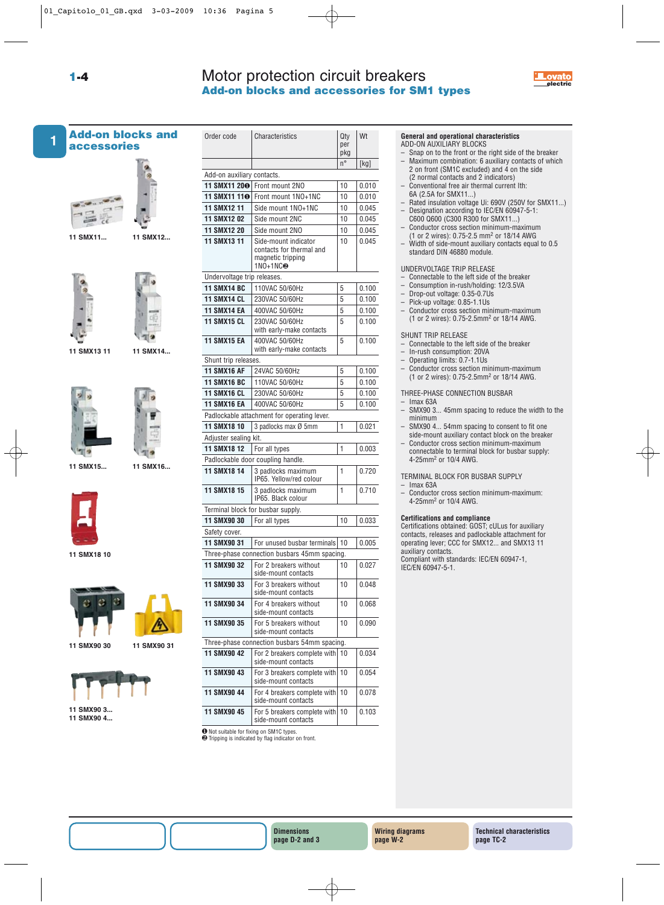# Motor protection circuit breakers

## Add-on blocks and accessories for SM1 types

## Add-on blocks and accessories

11 SMX11... 11 SMX12...

11 SMX13 11 11 SMX14...

11 SMX15... 11 SMX16...

11 SMX18 10

11 SMX90 30 11 SMX90 31

11 SMX90 3...
11 SMX90 4...

| Order code | Characteristics | Qty per pkg | Wt |
|---|---|---|---|
| | | n° | [kg] |
| Add-on auxiliary contacts. | | | |
| **11 SMX11 20**❶ | Front mount 2NO | 10 | 0.010 |
| **11 SMX11 11**❶ | Front mount 1NO+1NC | 10 | 0.010 |
| **11 SMX12 11** | Side mount 1NO+1NC | 10 | 0.045 |
| **11 SMX12 02** | Side mount 2NC | 10 | 0.045 |
| **11 SMX12 20** | Side mount 2NO | 10 | 0.045 |
| **11 SMX13 11** | Side-mount indicator contacts for thermal and magnetic tripping 1NO+1NC❷ | 10 | 0.045 |
| Undervoltage trip releases. | | | |
| **11 SMX14 BC** | 110VAC 50/60Hz | 5 | 0.100 |
| **11 SMX14 CL** | 230VAC 50/60Hz | 5 | 0.100 |
| **11 SMX14 EA** | 400VAC 50/60Hz | 5 | 0.100 |
| **11 SMX15 CL** | 230VAC 50/60Hz with early-make contacts | 5 | 0.100 |
| **11 SMX15 EA** | 400VAC 50/60Hz with early-make contacts | 5 | 0.100 |
| Shunt trip releases. | | | |
| **11 SMX16 AF** | 24VAC 50/60Hz | 5 | 0.100 |
| **11 SMX16 BC** | 110VAC 50/60Hz | 5 | 0.100 |
| **11 SMX16 CL** | 230VAC 50/60Hz | 5 | 0.100 |
| **11 SMX16 EA** | 400VAC 50/60Hz | 5 | 0.100 |
| Padlockable attachment for operating lever. | | | |
| **11 SMX18 10** | 3 padlocks max Ø 5mm | 1 | 0.021 |
| Adjuster sealing kit. | | | |
| **11 SMX18 12** | For all types | 1 | 0.003 |
| Padlockable door coupling handle. | | | |
| **11 SMX18 14** | 3 padlocks maximum IP65. Yellow/red colour | 1 | 0.720 |
| **11 SMX18 15** | 3 padlocks maximum IP65. Black colour | 1 | 0.710 |
| Terminal block for busbar supply. | | | |
| **11 SMX90 30** | For all types | 10 | 0.033 |
| Safety cover. | | | |
| **11 SMX90 31** | For unused busbar terminals | 10 | 0.005 |
| Three-phase connection busbars 45mm spacing. | | | |
| **11 SMX90 32** | For 2 breakers without side-mount contacts | 10 | 0.027 |
| **11 SMX90 33** | For 3 breakers without side-mount contacts | 10 | 0.048 |
| **11 SMX90 34** | For 4 breakers without side-mount contacts | 10 | 0.068 |
| **11 SMX90 35** | For 5 breakers without side-mount contacts | 10 | 0.090 |
| Three-phase connection busbars 54mm spacing. | | | |
| **11 SMX90 42** | For 2 breakers complete with side-mount contacts | 10 | 0.034 |
| **11 SMX90 43** | For 3 breakers complete with side-mount contacts | 10 | 0.054 |
| **11 SMX90 44** | For 4 breakers complete with side-mount contacts | 10 | 0.078 |
| **11 SMX90 45** | For 5 breakers complete with side-mount contacts | 10 | 0.103 |

❶ Not suitable for fixing on SM1C types.
❷ Tripping is indicated by flag indicator on front.

**General and operational characteristics**

ADD-ON AUXILIARY BLOCKS
- Snap on to the front or the right side of the breaker
- Maximum combination: 6 auxiliary contacts of which 2 on front (SM1C excluded) and 4 on the side (2 normal contacts and 2 indicators)
- Conventional free air thermal current Ith: 6A (2.5A for SMX11...)
- Rated insulation voltage Ui: 690V (250V for SMX11...)
- Designation according to IEC/EN 60947-5-1: C600 Q600 (C300 R300 for SMX11...)
- Conductor cross section minimum-maximum (1 or 2 wires): 0.75-2.5 mm² or 18/14 AWG
- Width of side-mount auxiliary contacts equal to 0.5 standard DIN 46880 module.

UNDERVOLTAGE TRIP RELEASE
- Connectable to the left side of the breaker
- Consumption in-rush/holding: 12/3.5VA
- Drop-out voltage: 0.35-0.7Us
- Pick-up voltage: 0.85-1.1Us
- Conductor cross section minimum-maximum (1 or 2 wires): 0.75-2.5mm² or 18/14 AWG.

SHUNT TRIP RELEASE
- Connectable to the left side of the breaker
- In-rush consumption: 20VA
- Operating limits: 0.7-1.1Us
- Conductor cross section minimum-maximum (1 or 2 wires): 0.75-2.5mm² or 18/14 AWG.

THREE-PHASE CONNECTION BUSBAR
- Imax 63A
- SMX90 3... 45mm spacing to reduce the width to the minimum
- SMX90 4... 54mm spacing to fit one side-mount auxiliary contact block on the breaker
- Conductor cross section minimum-maximum connectable to terminal block for busbar supply: 4-25mm² or 10/4 AWG.

TERMINAL BLOCK FOR BUSBAR SUPPLY
- Imax 63A
- Conductor cross section minimum-maximum: 4-25mm² or 10/4 AWG.

**Certifications and compliance**

Certifications obtained: GOST; cULus for auxiliary contacts, releases and padlockable attachment for operating lever; CCC for SMX12... and SMX13 11 auxiliary contacts.
Compliant with standards: IEC/EN 60947-1, IEC/EN 60947-5-1.

**Dimensions** page D-2 and 3 | **Wiring diagrams** page W-2 | **Technical characteristics** page TC-2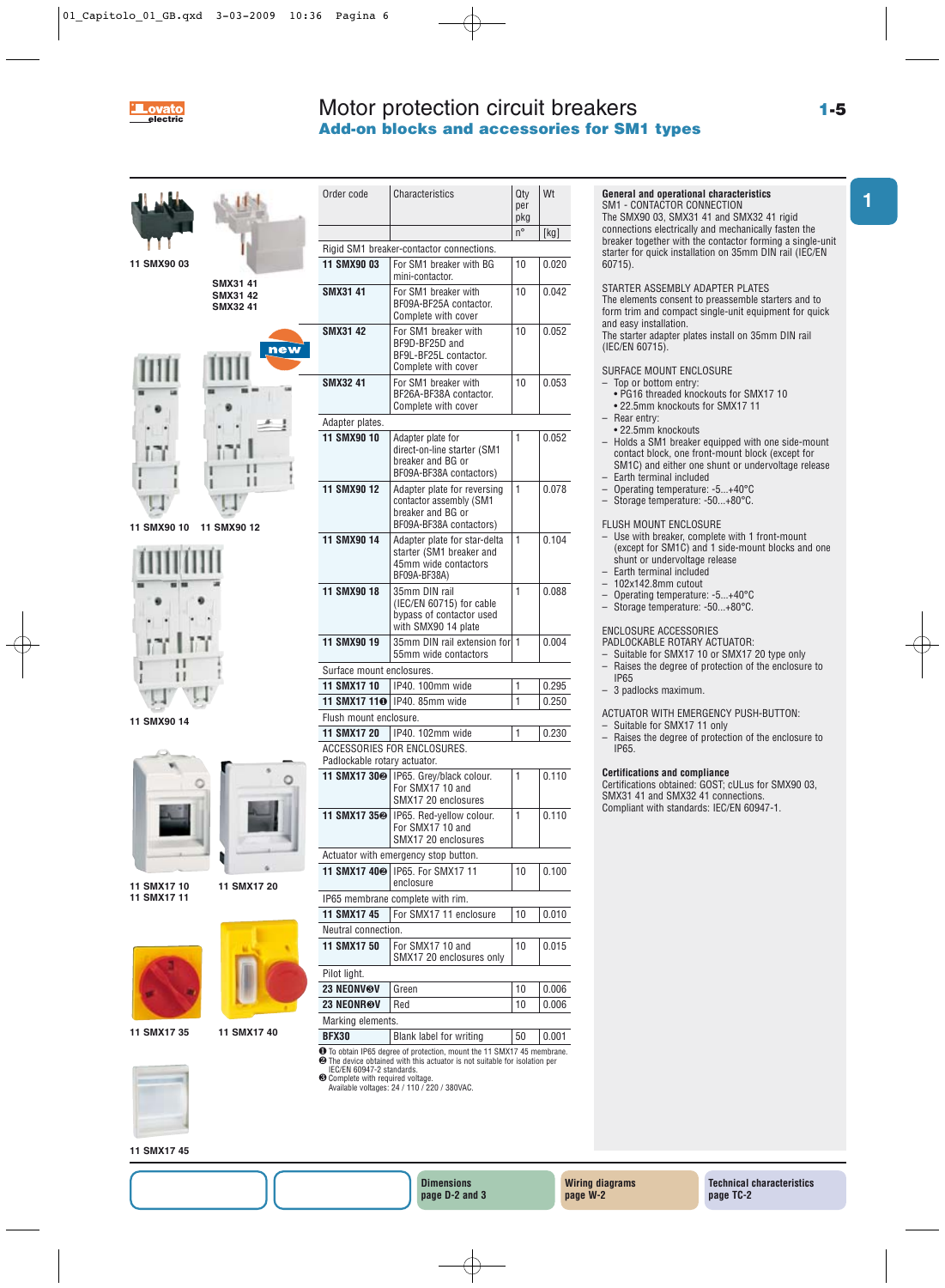# Motor protection circuit breakers

## Add-on blocks and accessories for SM1 types

11 SMX90 03

SMX31 41
SMX31 42
SMX32 41

new

11 SMX90 10 11 SMX90 12

11 SMX90 14

11 SMX17 10
11 SMX17 11

11 SMX17 20

11 SMX17 35

11 SMX17 40

11 SMX17 45

| Order code | Characteristics | Qty per pkg | Wt |
|---|---|---|---|
| | | n° | [kg] |
| Rigid SM1 breaker-contactor connections. | | | |
| **11 SMX90 03** | For SM1 breaker with BG mini-contactor. | 10 | 0.020 |
| **SMX31 41** | For SM1 breaker with BF09A-BF25A contactor. Complete with cover | 10 | 0.042 |
| **SMX31 42** | For SM1 breaker with BF9D-BF25D and BF9L-BF25L contactor. Complete with cover | 10 | 0.052 |
| **SMX32 41** | For SM1 breaker with BF26A-BF38A contactor. Complete with cover | 10 | 0.053 |
| Adapter plates. | | | |
| **11 SMX90 10** | Adapter plate for direct-on-line starter (SM1 breaker and BG or BF09A-BF38A contactors) | 1 | 0.052 |
| **11 SMX90 12** | Adapter plate for reversing contactor assembly (SM1 breaker and BG or BF09A-BF38A contactors) | 1 | 0.078 |
| **11 SMX90 14** | Adapter plate for star-delta starter (SM1 breaker and 45mm wide contactors BF09A-BF38A) | 1 | 0.104 |
| **11 SMX90 18** | 35mm DIN rail (IEC/EN 60715) for cable bypass of contactor used with SMX90 14 plate | 1 | 0.088 |
| **11 SMX90 19** | 35mm DIN rail extension for 55mm wide contactors | 1 | 0.004 |
| Surface mount enclosures. | | | |
| **11 SMX17 10** | IP40. 100mm wide | 1 | 0.295 |
| **11 SMX17 11❶** | IP40. 85mm wide | 1 | 0.250 |
| Flush mount enclosure. | | | |
| **11 SMX17 20** | IP40. 102mm wide | 1 | 0.230 |
| ACCESSORIES FOR ENCLOSURES. Padlockable rotary actuator. | | | |
| **11 SMX17 30❷** | IP65. Grey/black colour. For SMX17 10 and SMX17 20 enclosures | 1 | 0.110 |
| **11 SMX17 35❷** | IP65. Red-yellow colour. For SMX17 10 and SMX17 20 enclosures | 1 | 0.110 |
| Actuator with emergency stop button. | | | |
| **11 SMX17 40❷** | IP65. For SMX17 11 enclosure | 10 | 0.100 |
| IP65 membrane complete with rim. | | | |
| **11 SMX17 45** | For SMX17 11 enclosure | 10 | 0.010 |
| Neutral connection. | | | |
| **11 SMX17 50** | For SMX17 10 and SMX17 20 enclosures only | 10 | 0.015 |
| Pilot light. | | | |
| **23 NEONV❸V** | Green | 10 | 0.006 |
| **23 NEONR❸V** | Red | 10 | 0.006 |
| Marking elements. | | | |
| **BFX30** | Blank label for writing | 50 | 0.001 |

❶ To obtain IP65 degree of protection, mount the 11 SMX17 45 membrane.
❷ The device obtained with this actuator is not suitable for isolation per IEC/EN 60947-2 standards.
❸ Complete with required voltage.
Available voltages: 24 / 110 / 220 / 380VAC.

**General and operational characteristics**

SM1 - CONTACTOR CONNECTION
The SMX90 03, SMX31 41 and SMX32 41 rigid connections electrically and mechanically fasten the breaker together with the contactor forming a single-unit starter for quick installation on 35mm DIN rail (IEC/EN 60715).

STARTER ASSEMBLY ADAPTER PLATES
The elements consent to preassemble starters and to form trim and compact single-unit equipment for quick and easy installation.
The starter adapter plates install on 35mm DIN rail (IEC/EN 60715).

SURFACE MOUNT ENCLOSURE
- Top or bottom entry:
  - PG16 threaded knockouts for SMX17 10
  - 22.5mm knockouts for SMX17 11
- Rear entry:
  - 22.5mm knockouts
- Holds a SM1 breaker equipped with one side-mount contact block, one front-mount block (except for SM1C) and either one shunt or undervoltage release
- Earth terminal included
- Operating temperature: -5...+40°C
- Storage temperature: -50...+80°C.

FLUSH MOUNT ENCLOSURE
- Use with breaker, complete with 1 front-mount (except for SM1C) and 1 side-mount blocks and one shunt or undervoltage release
- Earth terminal included
- 102x142.8mm cutout
- Operating temperature: -5...+40°C
- Storage temperature: -50...+80°C.

ENCLOSURE ACCESSORIES
PADLOCKABLE ROTARY ACTUATOR:
- Suitable for SMX17 10 or SMX17 20 type only
- Raises the degree of protection of the enclosure to IP65
- 3 padlocks maximum.

ACTUATOR WITH EMERGENCY PUSH-BUTTON:
- Suitable for SMX17 11 only
- Raises the degree of protection of the enclosure to IP65.

**Certifications and compliance**

Certifications obtained: GOST; cULus for SMX90 03, SMX31 41 and SMX32 41 connections.
Compliant with standards: IEC/EN 60947-1.

Dimensions page D-2 and 3 | Wiring diagrams page W-2 | Technical characteristics page TC-2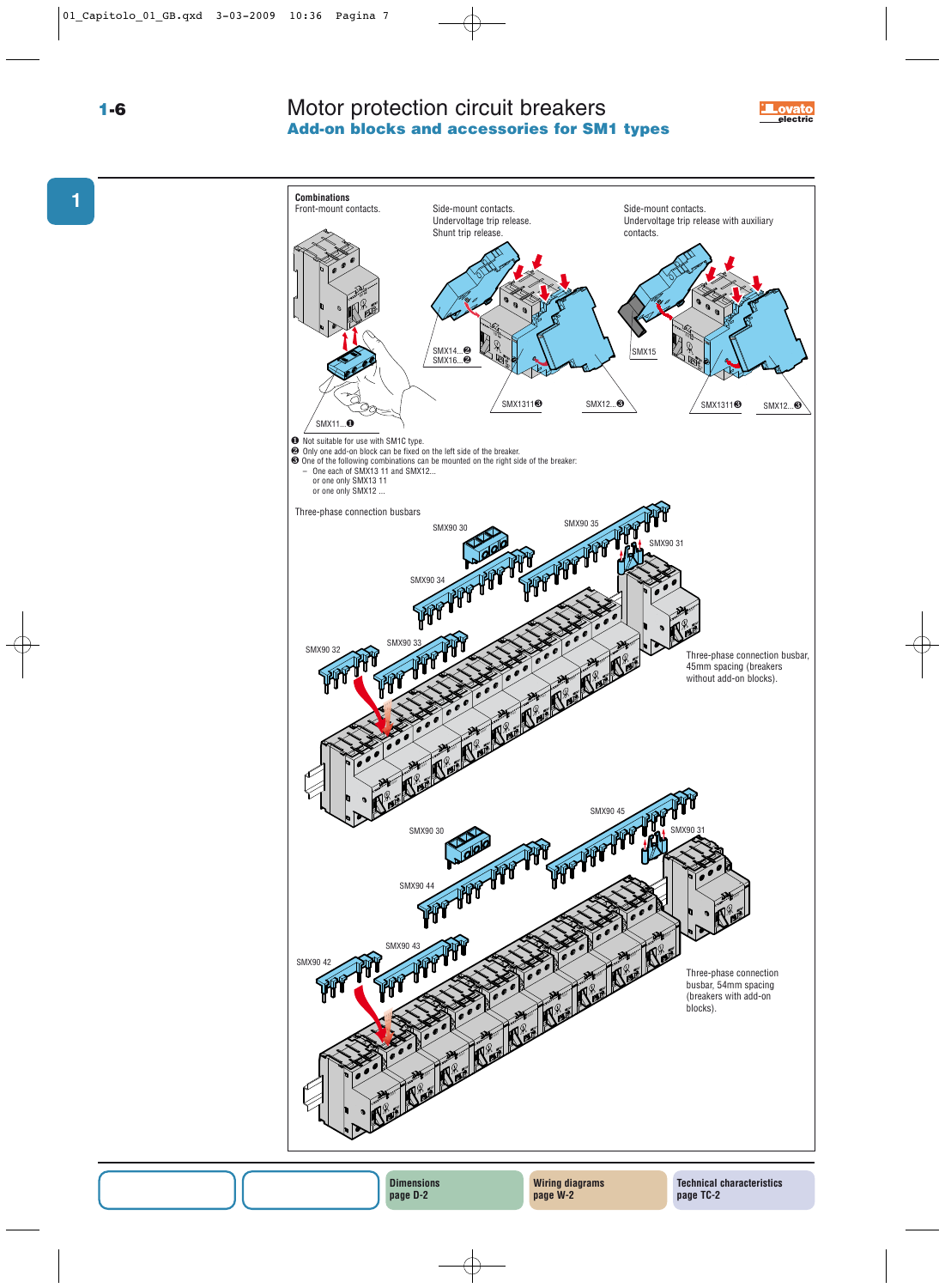# Motor protection circuit breakers

## Add-on blocks and accessories for SM1 types

**Combinations**

Front-mount contacts.

SMX11...❶

Side-mount contacts.
Undervoltage trip release.
Shunt trip release.

SMX14...❷
SMX16...❷
SMX1311❸
SMX12...❸

Side-mount contacts.
Undervoltage trip release with auxiliary contacts.

SMX15
SMX1311❸
SMX12...❸

❶ Not suitable for use with SM1C type.
❷ Only one add-on block can be fixed on the left side of the breaker.
❸ One of the following combinations can be mounted on the right side of the breaker:
- One each of SMX13 11 and SMX12...
  or one only SMX13 11
  or one only SMX12 ...

Three-phase connection busbars

SMX90 30
SMX90 35
SMX90 31
SMX90 34
SMX90 32
SMX90 33

Three-phase connection busbar, 45mm spacing (breakers without add-on blocks).

SMX90 30
SMX90 45
SMX90 31
SMX90 44
SMX90 42
SMX90 43

Three-phase connection busbar, 54mm spacing (breakers with add-on blocks).

| Dimensions page D-2 | Wiring diagrams page W-2 | Technical characteristics page TC-2 |
| --- | --- | --- |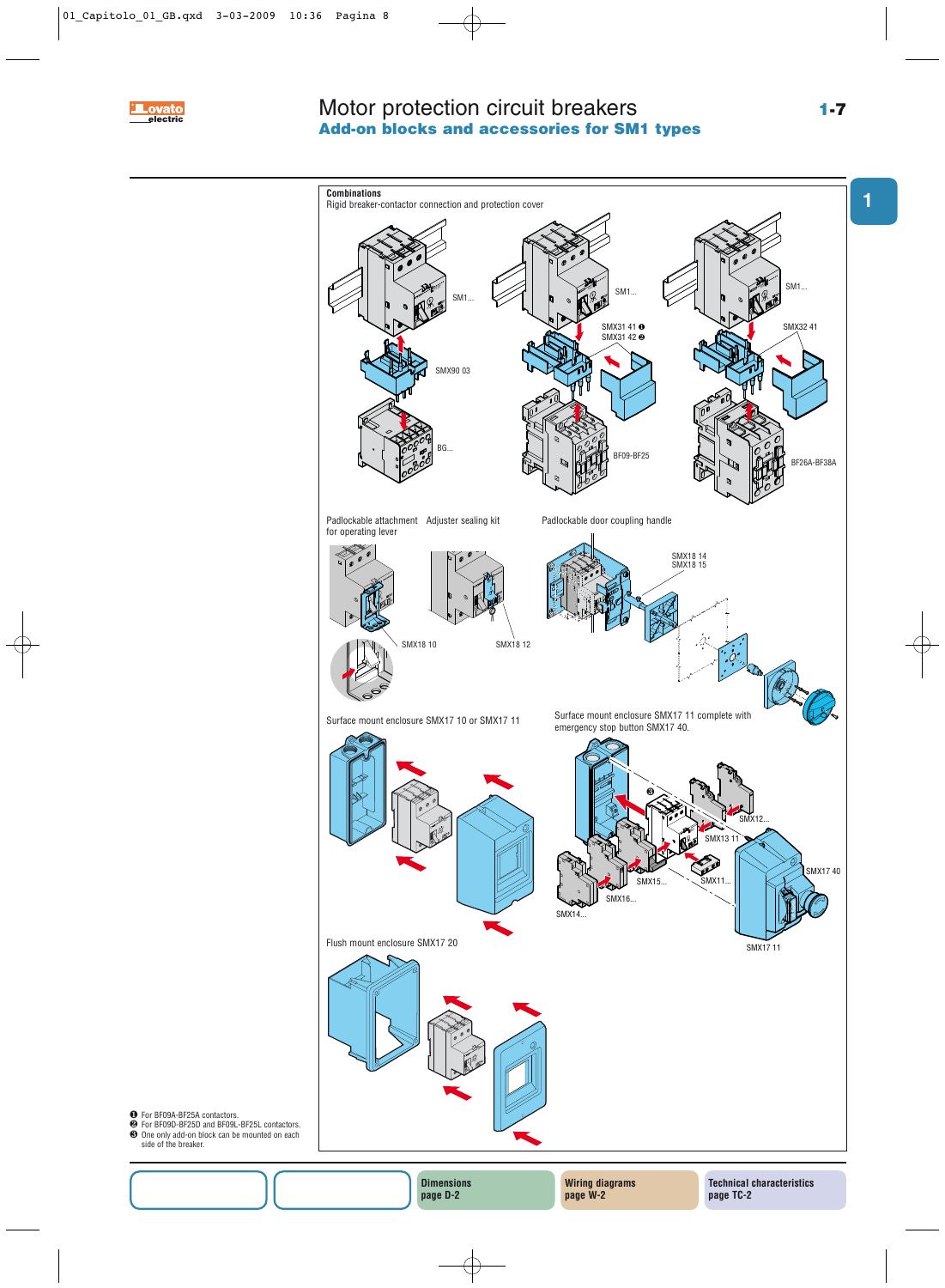# Motor protection circuit breakers

## Add-on blocks and accessories for SM1 types

**Combinations**

Rigid breaker-contactor connection and protection cover

SM1...

SMX90 03

BG...

SM1...

SMX31 41 ❶
SMX31 42 ❷

BF09-BF25

SM1...

SMX32 41

BF26A-BF38A

Padlockable attachment for operating lever

Adjuster sealing kit

SMX18 10

SMX18 12

Padlockable door coupling handle

SMX18 14
SMX18 15

Surface mount enclosure SMX17 10 or SMX17 11

Surface mount enclosure SMX17 11 complete with emergency stop button SMX17 40.

❸

SMX12...

SMX13 11

SMX17 40

SMX15...

SMX11...

SMX16...

SMX14...

SMX17 11

Flush mount enclosure SMX17 20

❶ For BF09A-BF25A contactors.
❷ For BF09D-BF25D and BF09L-BF25L contactors.
❸ One only add-on block can be mounted on each side of the breaker.

**Dimensions** page D-2

**Wiring diagrams** page W-2

**Technical characteristics** page TC-2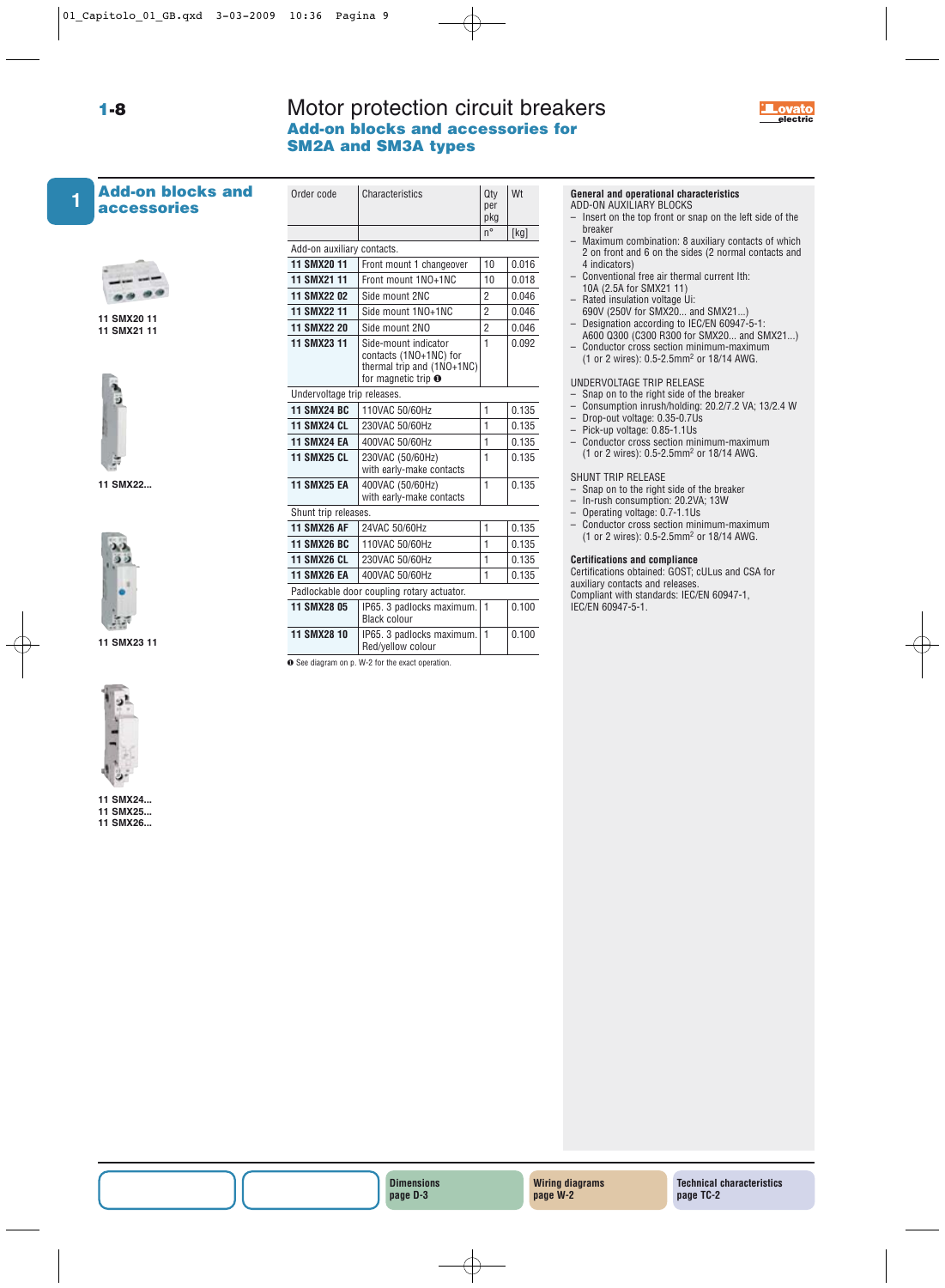# Motor protection circuit breakers

## Add-on blocks and accessories for SM2A and SM3A types

## Add-on blocks and accessories

11 SMX20 11
11 SMX21 11

11 SMX22...

11 SMX23 11

11 SMX24...
11 SMX25...
11 SMX26...

| Order code | Characteristics | Qty per pkg | Wt |
|---|---|---|---|
| | | n° | [kg] |
| Add-on auxiliary contacts. | | | |
| **11 SMX20 11** | Front mount 1 changeover | 10 | 0.016 |
| **11 SMX21 11** | Front mount 1NO+1NC | 10 | 0.018 |
| **11 SMX22 02** | Side mount 2NC | 2 | 0.046 |
| **11 SMX22 11** | Side mount 1NO+1NC | 2 | 0.046 |
| **11 SMX22 20** | Side mount 2NO | 2 | 0.046 |
| **11 SMX23 11** | Side-mount indicator contacts (1NO+1NC) for thermal trip and (1NO+1NC) for magnetic trip ❶ | 1 | 0.092 |
| Undervoltage trip releases. | | | |
| **11 SMX24 BC** | 110VAC 50/60Hz | 1 | 0.135 |
| **11 SMX24 CL** | 230VAC 50/60Hz | 1 | 0.135 |
| **11 SMX24 EA** | 400VAC 50/60Hz | 1 | 0.135 |
| **11 SMX25 CL** | 230VAC (50/60Hz) with early-make contacts | 1 | 0.135 |
| **11 SMX25 EA** | 400VAC (50/60Hz) with early-make contacts | 1 | 0.135 |
| Shunt trip releases. | | | |
| **11 SMX26 AF** | 24VAC 50/60Hz | 1 | 0.135 |
| **11 SMX26 BC** | 110VAC 50/60Hz | 1 | 0.135 |
| **11 SMX26 CL** | 230VAC 50/60Hz | 1 | 0.135 |
| **11 SMX26 EA** | 400VAC 50/60Hz | 1 | 0.135 |
| Padlockable door coupling rotary actuator. | | | |
| **11 SMX28 05** | IP65. 3 padlocks maximum. Black colour | 1 | 0.100 |
| **11 SMX28 10** | IP65. 3 padlocks maximum. Red/yellow colour | 1 | 0.100 |

❶ See diagram on p. W-2 for the exact operation.

**General and operational characteristics**

ADD-ON AUXILIARY BLOCKS
- Insert on the top front or snap on the left side of the breaker
- Maximum combination: 8 auxiliary contacts of which 2 on front and 6 on the sides (2 normal contacts and 4 indicators)
- Conventional free air thermal current Ith: 10A (2.5A for SMX21 11)
- Rated insulation voltage Ui: 690V (250V for SMX20... and SMX21...)
- Designation according to IEC/EN 60947-5-1: A600 Q300 (C300 R300 for SMX20... and SMX21...)
- Conductor cross section minimum-maximum (1 or 2 wires): 0.5-2.5mm$^2$ or 18/14 AWG.

UNDERVOLTAGE TRIP RELEASE
- Snap on to the right side of the breaker
- Consumption inrush/holding: 20.2/7.2 VA; 13/2.4 W
- Drop-out voltage: 0.35-0.7Us
- Pick-up voltage: 0.85-1.1Us
- Conductor cross section minimum-maximum (1 or 2 wires): 0.5-2.5mm$^2$ or 18/14 AWG.

SHUNT TRIP RELEASE
- Snap on to the right side of the breaker
- In-rush consumption: 20.2VA; 13W
- Operating voltage: 0.7-1.1Us
- Conductor cross section minimum-maximum (1 or 2 wires): 0.5-2.5mm$^2$ or 18/14 AWG.

**Certifications and compliance**

Certifications obtained: GOST; cULus and CSA for auxiliary contacts and releases.
Compliant with standards: IEC/EN 60947-1, IEC/EN 60947-5-1.

**Dimensions** page D-3 | **Wiring diagrams** page W-2 | **Technical characteristics** page TC-2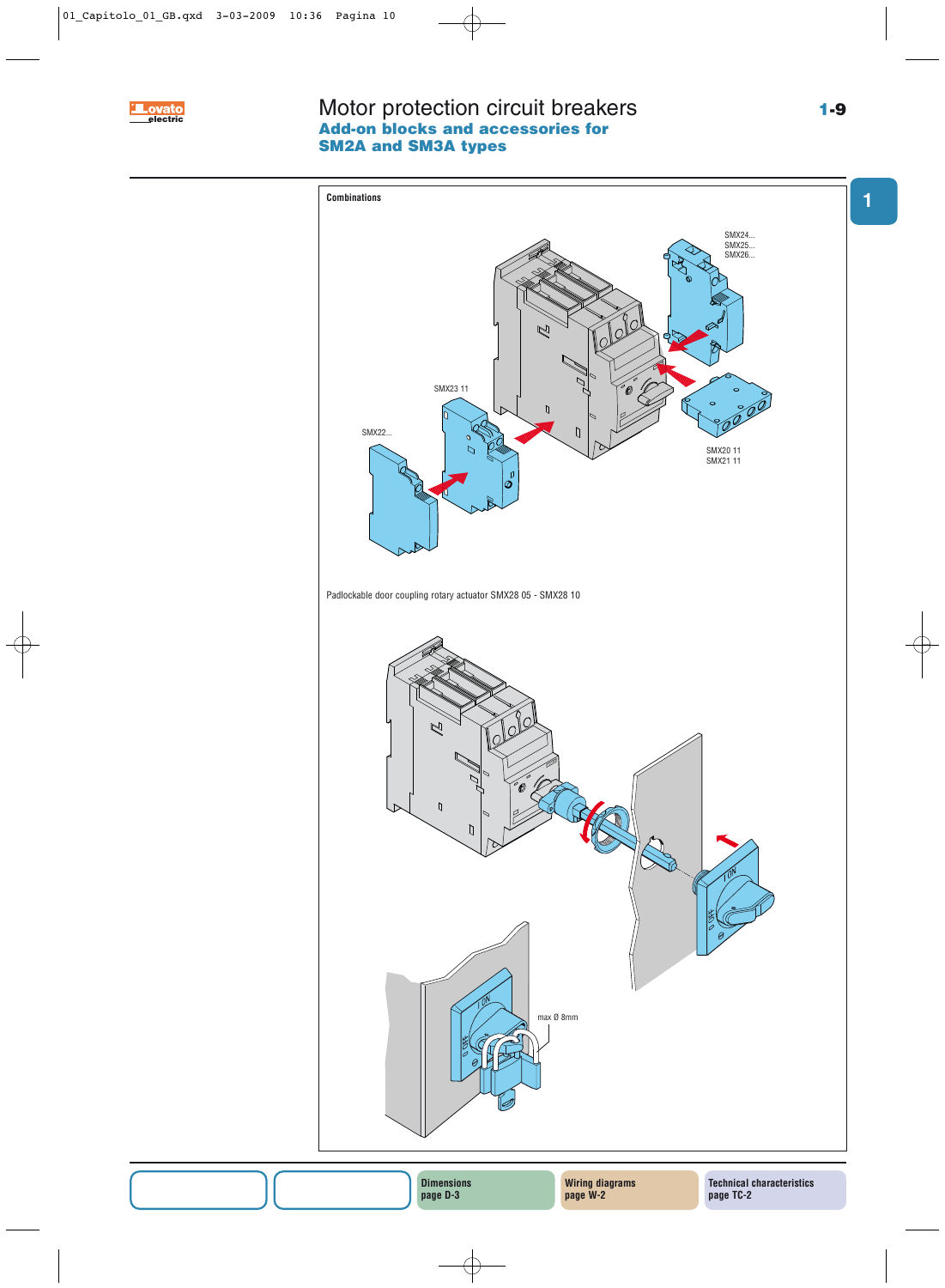# Motor protection circuit breakers

## Add-on blocks and accessories for SM2A and SM3A types

**Combinations**

SMX24...
SMX25...
SMX26...

SMX23 11

SMX22...

SMX20 11
SMX21 11

Padlockable door coupling rotary actuator SMX28 05 - SMX28 10

max Ø 8mm

| Dimensions page D-3 | Wiring diagrams page W-2 | Technical characteristics page TC-2 |
|---|---|---|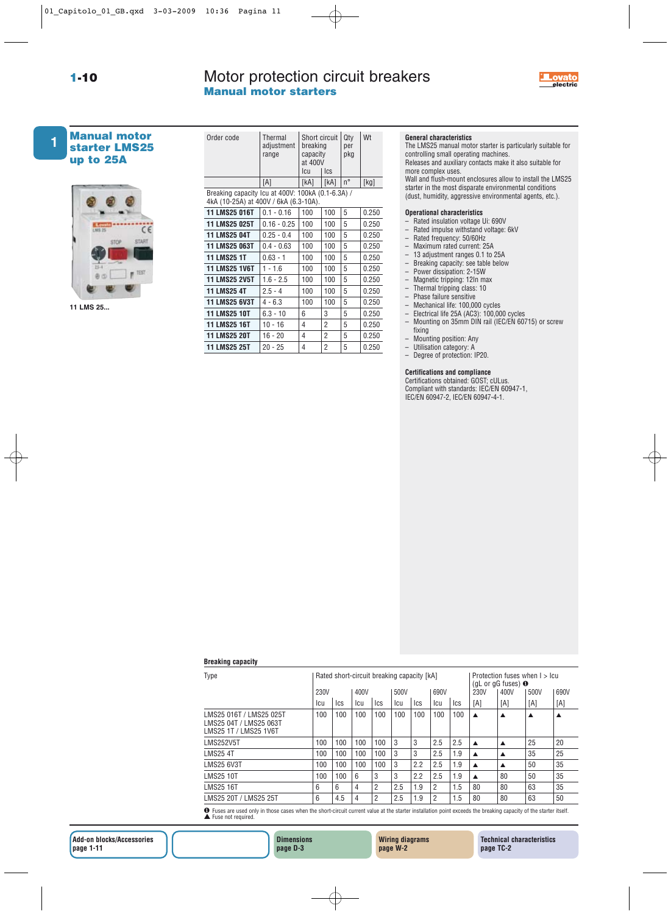# Motor protection circuit breakers

## Manual motor starters

### Manual motor starter LMS25 up to 25A

11 LMS 25...

| Order code | Thermal adjustment range | Short circuit breaking capacity at 400V | | Qty per pkg | Wt |
|---|---|---|---|---|---|
| | | Icu | Ics | | |
| | [A] | [kA] | [kA] | n° | [kg] |
| Breaking capacity Icu at 400V: 100kA (0.1-6.3A) / 4kA (10-25A) at 400V / 6kA (6.3-10A). | | | | | |
| **11 LMS25 016T** | 0.1 - 0.16 | 100 | 100 | 5 | 0.250 |
| **11 LMS25 025T** | 0.16 - 0.25 | 100 | 100 | 5 | 0.250 |
| **11 LMS25 04T** | 0.25 - 0.4 | 100 | 100 | 5 | 0.250 |
| **11 LMS25 063T** | 0.4 - 0.63 | 100 | 100 | 5 | 0.250 |
| **11 LMS25 1T** | 0.63 - 1 | 100 | 100 | 5 | 0.250 |
| **11 LMS25 1V6T** | 1 - 1.6 | 100 | 100 | 5 | 0.250 |
| **11 LMS25 2V5T** | 1.6 - 2.5 | 100 | 100 | 5 | 0.250 |
| **11 LMS25 4T** | 2.5 - 4 | 100 | 100 | 5 | 0.250 |
| **11 LMS25 6V3T** | 4 - 6.3 | 100 | 100 | 5 | 0.250 |
| **11 LMS25 10T** | 6.3 - 10 | 6 | 3 | 5 | 0.250 |
| **11 LMS25 16T** | 10 - 16 | 4 | 2 | 5 | 0.250 |
| **11 LMS25 20T** | 16 - 20 | 4 | 2 | 5 | 0.250 |
| **11 LMS25 25T** | 20 - 25 | 4 | 2 | 5 | 0.250 |

**General characteristics**

The LMS25 manual motor starter is particularly suitable for controlling small operating machines.
Releases and auxiliary contacts make it also suitable for more complex uses.
Wall and flush-mount enclosures allow to install the LMS25 starter in the most disparate environmental conditions (dust, humidity, aggressive environmental agents, etc.).

**Operational characteristics**

- Rated insulation voltage Ui: 690V
- Rated impulse withstand voltage: 6kV
- Rated frequency: 50/60Hz
- Maximum rated current: 25A
- 13 adjustment ranges 0.1 to 25A
- Breaking capacity: see table below
- Power dissipation: 2-15W
- Magnetic tripping: 12In max
- Thermal tripping class: 10
- Phase failure sensitive
- Mechanical life: 100,000 cycles
- Electrical life 25A (AC3): 100,000 cycles
- Mounting on 35mm DIN rail (IEC/EN 60715) or screw fixing
- Mounting position: Any
- Utilisation category: A
- Degree of protection: IP20.

**Certifications and compliance**

Certifications obtained: GOST; cULus.
Compliant with standards: IEC/EN 60947-1, IEC/EN 60947-2, IEC/EN 60947-4-1.

**Breaking capacity**

| Type | Rated short-circuit breaking capacity [kA] | | | | | | | | Protection fuses when I > Icu (gL or gG fuses) ❶ | | | |
|---|---|---|---|---|---|---|---|---|---|---|---|---|
| | 230V | | 400V | | 500V | | 690V | | 230V | 400V | 500V | 690V |
| | Icu | Ics | Icu | Ics | Icu | Ics | Icu | Ics | [A] | [A] | [A] | [A] |
| LMS25 016T / LMS25 025T<br>LMS25 04T / LMS25 063T<br>LMS25 1T / LMS25 1V6T | 100 | 100 | 100 | 100 | 100 | 100 | 100 | 100 | ▲ | ▲ | ▲ | ▲ |
| LMS252V5T | 100 | 100 | 100 | 100 | 3 | 3 | 2.5 | 2.5 | ▲ | ▲ | 25 | 20 |
| LMS25 4T | 100 | 100 | 100 | 100 | 3 | 3 | 2.5 | 1.9 | ▲ | ▲ | 35 | 25 |
| LMS25 6V3T | 100 | 100 | 100 | 100 | 3 | 2.2 | 2.5 | 1.9 | ▲ | ▲ | 50 | 35 |
| LMS25 10T | 100 | 100 | 6 | 3 | 3 | 2.2 | 2.5 | 1.9 | ▲ | 80 | 50 | 35 |
| LMS25 16T | 6 | 6 | 4 | 2 | 2.5 | 1.9 | 2 | 1.5 | 80 | 80 | 63 | 35 |
| LMS25 20T / LMS25 25T | 6 | 4.5 | 4 | 2 | 2.5 | 1.9 | 2 | 1.5 | 80 | 80 | 63 | 50 |

❶ Fuses are used only in those cases when the short-circuit current value at the starter installation point exceeds the breaking capacity of the starter itself.
▲ Fuse not required.

Add-on blocks/Accessories page 1-11 | Dimensions page D-3 | Wiring diagrams page W-2 | Technical characteristics page TC-2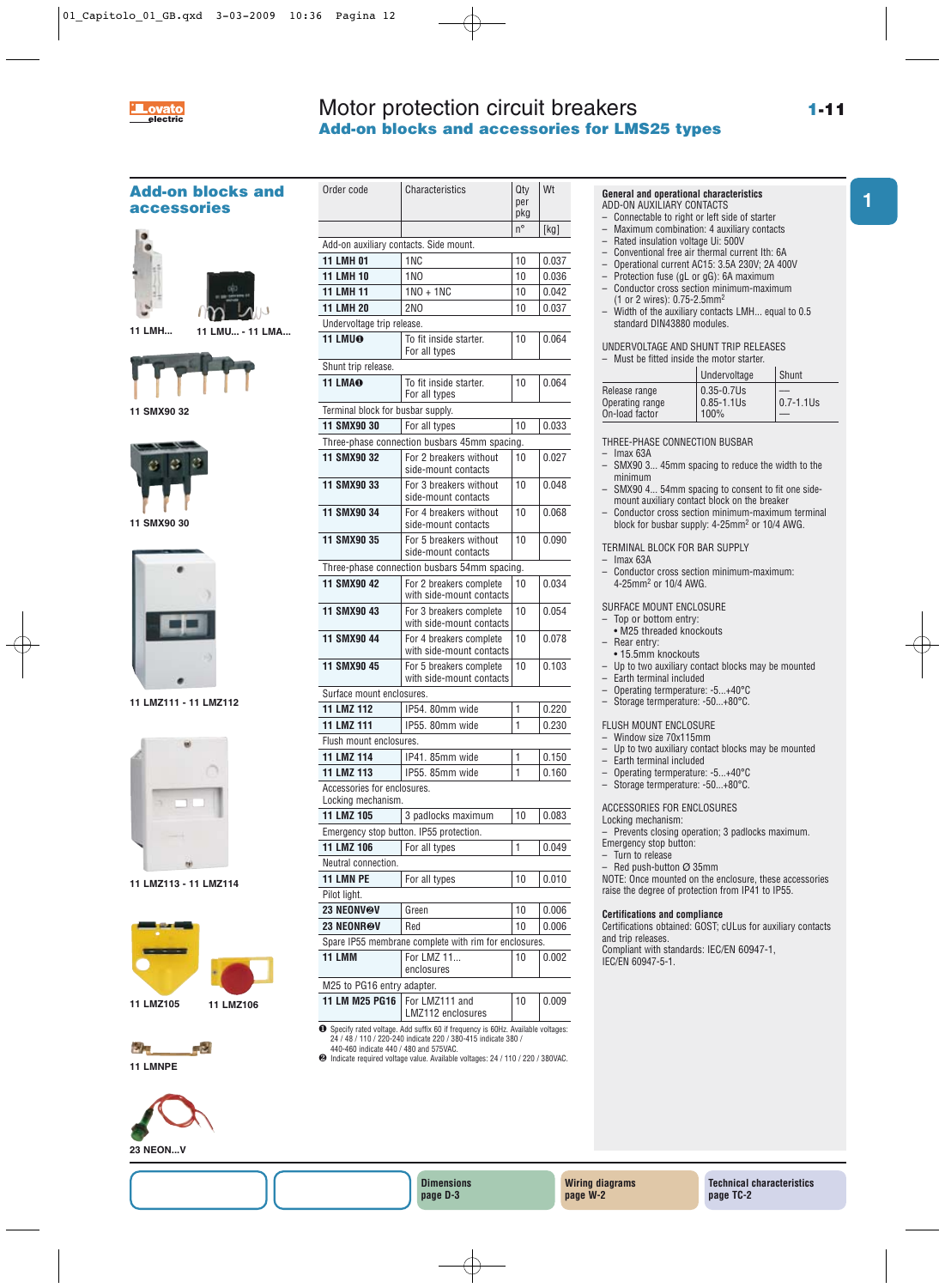# Motor protection circuit breakers

## Add-on blocks and accessories for LMS25 types

## Add-on blocks and accessories

11 LMH...

11 LMU... - 11 LMA...

11 SMX90 32

11 SMX90 30

11 LMZ111 - 11 LMZ112

11 LMZ113 - 11 LMZ114

11 LMZ105

11 LMZ106

11 LMNPE

23 NEON...V

| Order code | Characteristics | Qty per pkg | Wt |
|---|---|---|---|
| | | n° | [kg] |
| Add-on auxiliary contacts. Side mount. | | | |
| 11 LMH 01 | 1NC | 10 | 0.037 |
| 11 LMH 10 | 1NO | 10 | 0.036 |
| 11 LMH 11 | 1NO + 1NC | 10 | 0.042 |
| 11 LMH 20 | 2NO | 10 | 0.037 |
| Undervoltage trip release. | | | |
| 11 LMU❶ | To fit inside starter. For all types | 10 | 0.064 |
| Shunt trip release. | | | |
| 11 LMA❶ | To fit inside starter. For all types | 10 | 0.064 |
| Terminal block for busbar supply. | | | |
| 11 SMX90 30 | For all types | 10 | 0.033 |
| Three-phase connection busbars 45mm spacing. | | | |
| 11 SMX90 32 | For 2 breakers without side-mount contacts | 10 | 0.027 |
| 11 SMX90 33 | For 3 breakers without side-mount contacts | 10 | 0.048 |
| 11 SMX90 34 | For 4 breakers without side-mount contacts | 10 | 0.068 |
| 11 SMX90 35 | For 5 breakers without side-mount contacts | 10 | 0.090 |
| Three-phase connection busbars 54mm spacing. | | | |
| 11 SMX90 42 | For 2 breakers complete with side-mount contacts | 10 | 0.034 |
| 11 SMX90 43 | For 3 breakers complete with side-mount contacts | 10 | 0.054 |
| 11 SMX90 44 | For 4 breakers complete with side-mount contacts | 10 | 0.078 |
| 11 SMX90 45 | For 5 breakers complete with side-mount contacts | 10 | 0.103 |
| Surface mount enclosures. | | | |
| 11 LMZ 112 | IP54. 80mm wide | 1 | 0.220 |
| 11 LMZ 111 | IP55. 80mm wide | 1 | 0.230 |
| Flush mount enclosures. | | | |
| 11 LMZ 114 | IP41. 85mm wide | 1 | 0.150 |
| 11 LMZ 113 | IP55. 85mm wide | 1 | 0.160 |
| Accessories for enclosures. Locking mechanism. | | | |
| 11 LMZ 105 | 3 padlocks maximum | 10 | 0.083 |
| Emergency stop button. IP55 protection. | | | |
| 11 LMZ 106 | For all types | 1 | 0.049 |
| Neutral connection. | | | |
| 11 LMN PE | For all types | 10 | 0.010 |
| Pilot light. | | | |
| 23 NEONV❷V | Green | 10 | 0.006 |
| 23 NEONR❷V | Red | 10 | 0.006 |
| Spare IP55 membrane complete with rim for enclosures. | | | |
| 11 LMM | For LMZ 11... enclosures | 10 | 0.002 |
| M25 to PG16 entry adapter. | | | |
| 11 LM M25 PG16 | For LMZ111 and LMZ112 enclosures | 10 | 0.009 |

❶ Specify rated voltage. Add suffix 60 if frequency is 60Hz. Available voltages: 24 / 48 / 110 / 220-240 indicate 220 / 380-415 indicate 380 / 440-460 indicate 440 / 480 and 575VAC.
❷ Indicate required voltage value. Available voltages: 24 / 110 / 220 / 380VAC.

**General and operational characteristics**

ADD-ON AUXILIARY CONTACTS
- Connectable to right or left side of starter
- Maximum combination: 4 auxiliary contacts
- Rated insulation voltage Ui: 500V
- Conventional free air thermal current Ith: 6A
- Operational current AC15: 3.5A 230V; 2A 400V
- Protection fuse (gL or gG): 6A maximum
- Conductor cross section minimum-maximum (1 or 2 wires): 0.75-2.5mm²
- Width of the auxiliary contacts LMH... equal to 0.5 standard DIN43880 modules.

UNDERVOLTAGE AND SHUNT TRIP RELEASES
- Must be fitted inside the motor starter.

| | Undervoltage | Shunt |
|---|---|---|
| Release range | 0.35-0.7Us | — |
| Operating range | 0.85-1.1Us | 0.7-1.1Us |
| On-load factor | 100% | — |

THREE-PHASE CONNECTION BUSBAR
- Imax 63A
- SMX90 3... 45mm spacing to reduce the width to the minimum
- SMX90 4... 54mm spacing to consent to fit one side-mount auxiliary contact block on the breaker
- Conductor cross section minimum-maximum terminal block for busbar supply: 4-25mm² or 10/4 AWG.

TERMINAL BLOCK FOR BAR SUPPLY
- Imax 63A
- Conductor cross section minimum-maximum: 4-25mm² or 10/4 AWG.

SURFACE MOUNT ENCLOSURE
- Top or bottom entry:
  - M25 threaded knockouts
- Rear entry:
  - 15.5mm knockouts
- Up to two auxiliary contact blocks may be mounted
- Earth terminal included
- Operating termperature: -5...+40°C
- Storage termperature: -50...+80°C.

FLUSH MOUNT ENCLOSURE
- Window size 70x115mm
- Up to two auxiliary contact blocks may be mounted
- Earth terminal included
- Operating termperature: -5...+40°C
- Storage termperature: -50...+80°C.

ACCESSORIES FOR ENCLOSURES

Locking mechanism:
- Prevents closing operation; 3 padlocks maximum.

Emergency stop button:
- Turn to release
- Red push-button Ø 35mm

NOTE: Once mounted on the enclosure, these accessories raise the degree of protection from IP41 to IP55.

**Certifications and compliance**

Certifications obtained: GOST; cULus for auxiliary contacts and trip releases.
Compliant with standards: IEC/EN 60947-1, IEC/EN 60947-5-1.

Dimensions page D-3 | Wiring diagrams page W-2 | Technical characteristics page TC-2